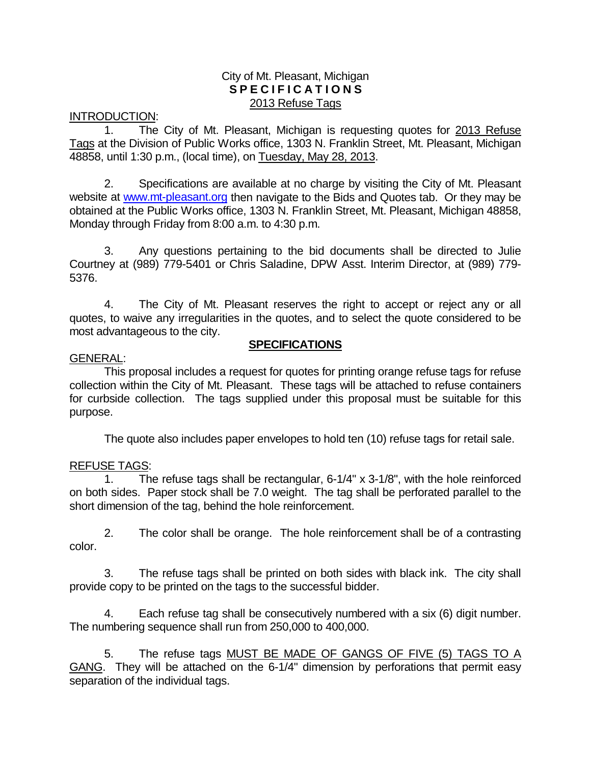City of Mt. Pleasant, Michigan

**S P E C I F I C A T I O N S**

2013 Refuse Tags

INTRODUCTION:

1. The City of Mt. Pleasant, Michigan is requesting quotes for 2013 Refuse Tags at the Division of Public Works office, 1303 N. Franklin Street, Mt. Pleasant, Michigan 48858, until 1:30 p.m., (local time), on Tuesday, May 28, 2013.

2. Specifications are available at no charge by visiting the City of Mt. Pleasant website at www.mt-pleasant.org then navigate to the Bids and Quotes tab. Or they may be obtained at the Public Works office, 1303 N. Franklin Street, Mt. Pleasant, Michigan 48858, Monday through Friday from 8:00 a.m. to 4:30 p.m.

3. Any questions pertaining to the bid documents shall be directed to Julie Courtney at (989) 779-5401 or Chris Saladine, DPW Asst. Interim Director, at (989) 779-5376.

4. The City of Mt. Pleasant reserves the right to accept or reject any or all quotes, to waive any irregularities in the quotes, and to select the quote considered to be most advantageous to the city.

## SPECIFICATIONS

GENERAL:

This proposal includes a request for quotes for printing orange refuse tags for refuse collection within the City of Mt. Pleasant. These tags will be attached to refuse containers for curbside collection. The tags supplied under this proposal must be suitable for this purpose.

The quote also includes paper envelopes to hold ten (10) refuse tags for retail sale.

REFUSE TAGS:

1. The refuse tags shall be rectangular, 6-1/4" x 3-1/8", with the hole reinforced on both sides. Paper stock shall be 7.0 weight. The tag shall be perforated parallel to the short dimension of the tag, behind the hole reinforcement.

2. The color shall be orange. The hole reinforcement shall be of a contrasting color.

3. The refuse tags shall be printed on both sides with black ink. The city shall provide copy to be printed on the tags to the successful bidder.

4. Each refuse tag shall be consecutively numbered with a six (6) digit number. The numbering sequence shall run from 250,000 to 400,000.

5. The refuse tags MUST BE MADE OF GANGS OF FIVE (5) TAGS TO A GANG. They will be attached on the 6-1/4" dimension by perforations that permit easy separation of the individual tags.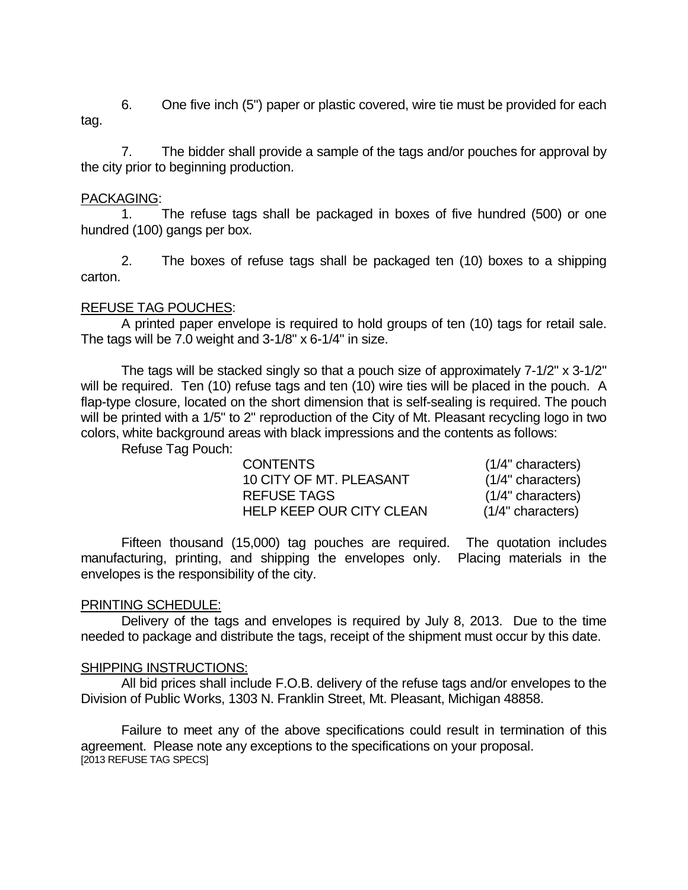6. One five inch (5") paper or plastic covered, wire tie must be provided for each tag.

7. The bidder shall provide a sample of the tags and/or pouches for approval by the city prior to beginning production.

<u>PACKAGING</u>:

1. The refuse tags shall be packaged in boxes of five hundred (500) or one hundred (100) gangs per box.

2. The boxes of refuse tags shall be packaged ten (10) boxes to a shipping carton.

<u>REFUSE TAG POUCHES</u>:

A printed paper envelope is required to hold groups of ten (10) tags for retail sale. The tags will be 7.0 weight and 3-1/8" x 6-1/4" in size.

The tags will be stacked singly so that a pouch size of approximately 7-1/2" x 3-1/2" will be required. Ten (10) refuse tags and ten (10) wire ties will be placed in the pouch. A flap-type closure, located on the short dimension that is self-sealing is required. The pouch will be printed with a 1/5" to 2" reproduction of the City of Mt. Pleasant recycling logo in two colors, white background areas with black impressions and the contents as follows:

Refuse Tag Pouch:

| | |
|---|---|
| CONTENTS | (1/4" characters) |
| 10 CITY OF MT. PLEASANT | (1/4" characters) |
| REFUSE TAGS | (1/4" characters) |
| HELP KEEP OUR CITY CLEAN | (1/4" characters) |

Fifteen thousand (15,000) tag pouches are required. The quotation includes manufacturing, printing, and shipping the envelopes only. Placing materials in the envelopes is the responsibility of the city.

<u>PRINTING SCHEDULE:</u>

Delivery of the tags and envelopes is required by July 8, 2013. Due to the time needed to package and distribute the tags, receipt of the shipment must occur by this date.

<u>SHIPPING INSTRUCTIONS:</u>

All bid prices shall include F.O.B. delivery of the refuse tags and/or envelopes to the Division of Public Works, 1303 N. Franklin Street, Mt. Pleasant, Michigan 48858.

Failure to meet any of the above specifications could result in termination of this agreement. Please note any exceptions to the specifications on your proposal.

[2013 REFUSE TAG SPECS]